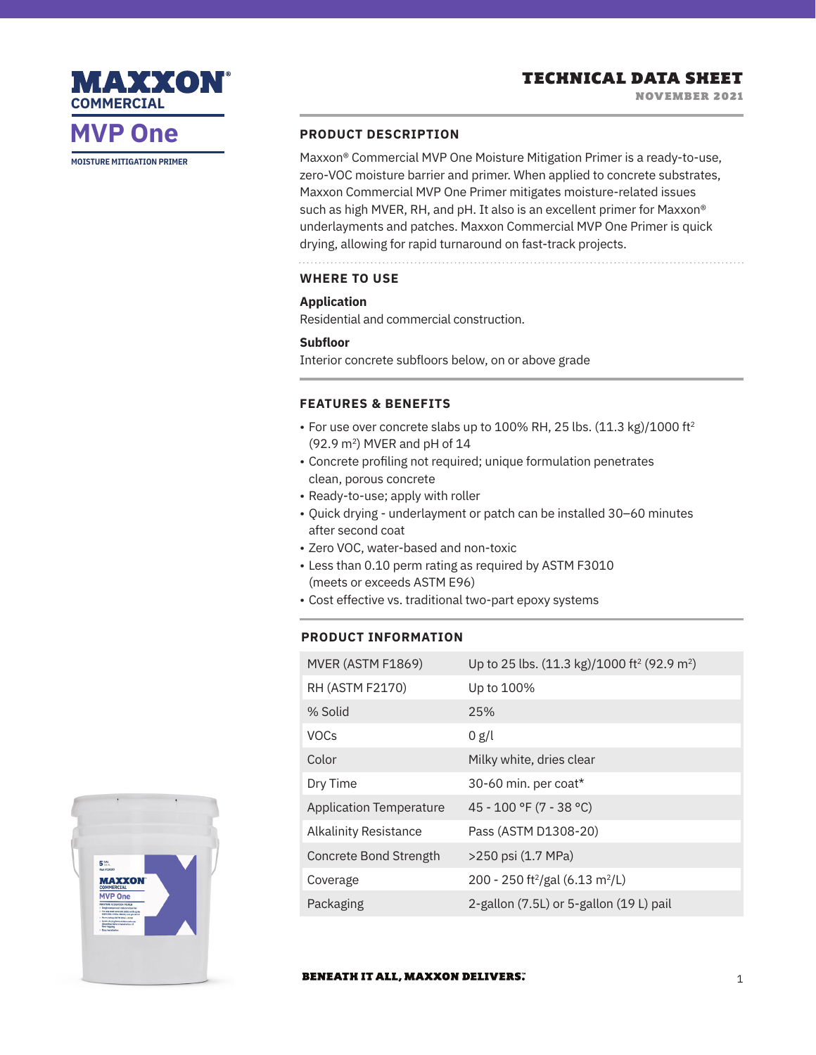# MAXXON® COMMERCIAL

## MVP One

MOISTURE MITIGATION PRIMER

**TECHNICAL DATA SHEET**
NOVEMBER 2021

### PRODUCT DESCRIPTION

Maxxon® Commercial MVP One Moisture Mitigation Primer is a ready-to-use, zero-VOC moisture barrier and primer. When applied to concrete substrates, Maxxon Commercial MVP One Primer mitigates moisture-related issues such as high MVER, RH, and pH. It also is an excellent primer for Maxxon® underlayments and patches. Maxxon Commercial MVP One Primer is quick drying, allowing for rapid turnaround on fast-track projects.

### WHERE TO USE

**Application**
Residential and commercial construction.

**Subfloor**
Interior concrete subfloors below, on or above grade

### FEATURES & BENEFITS

- For use over concrete slabs up to 100% RH, 25 lbs. (11.3 kg)/1000 ft² (92.9 m²) MVER and pH of 14
- Concrete profiling not required; unique formulation penetrates clean, porous concrete
- Ready-to-use; apply with roller
- Quick drying - underlayment or patch can be installed 30–60 minutes after second coat
- Zero VOC, water-based and non-toxic
- Less than 0.10 perm rating as required by ASTM F3010 (meets or exceeds ASTM E96)
- Cost effective vs. traditional two-part epoxy systems

### PRODUCT INFORMATION

| | |
|---|---|
| MVER (ASTM F1869) | Up to 25 lbs. (11.3 kg)/1000 ft² (92.9 m²) |
| RH (ASTM F2170) | Up to 100% |
| % Solid | 25% |
| VOCs | 0 g/l |
| Color | Milky white, dries clear |
| Dry Time | 30-60 min. per coat* |
| Application Temperature | 45 - 100 °F (7 - 38 °C) |
| Alkalinity Resistance | Pass (ASTM D1308-20) |
| Concrete Bond Strength | >250 psi (1.7 MPa) |
| Coverage | 200 - 250 ft²/gal (6.13 m²/L) |
| Packaging | 2-gallon (7.5L) or 5-gallon (19 L) pail |

**BENEATH IT ALL, MAXXON DELIVERS.™**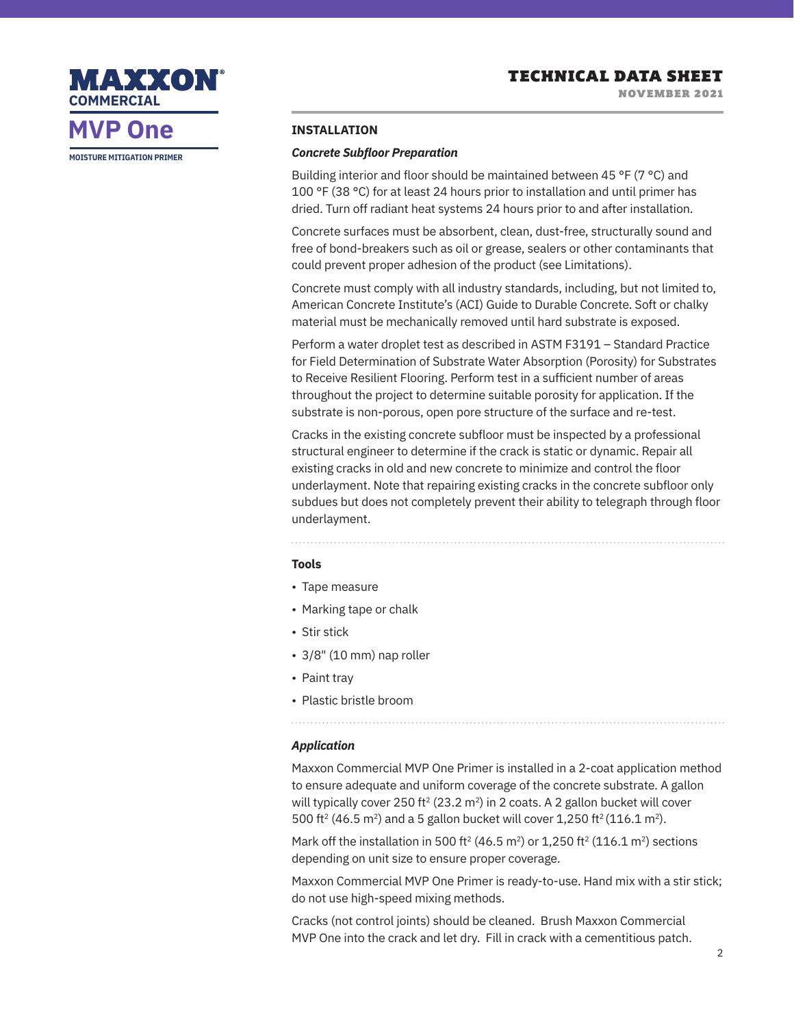## INSTALLATION

### *Concrete Subfloor Preparation*

Building interior and floor should be maintained between 45 °F (7 °C) and 100 °F (38 °C) for at least 24 hours prior to installation and until primer has dried. Turn off radiant heat systems 24 hours prior to and after installation.

Concrete surfaces must be absorbent, clean, dust-free, structurally sound and free of bond-breakers such as oil or grease, sealers or other contaminants that could prevent proper adhesion of the product (see Limitations).

Concrete must comply with all industry standards, including, but not limited to, American Concrete Institute's (ACI) Guide to Durable Concrete. Soft or chalky material must be mechanically removed until hard substrate is exposed.

Perform a water droplet test as described in ASTM F3191 – Standard Practice for Field Determination of Substrate Water Absorption (Porosity) for Substrates to Receive Resilient Flooring. Perform test in a sufficient number of areas throughout the project to determine suitable porosity for application. If the substrate is non-porous, open pore structure of the surface and re-test.

Cracks in the existing concrete subfloor must be inspected by a professional structural engineer to determine if the crack is static or dynamic. Repair all existing cracks in old and new concrete to minimize and control the floor underlayment. Note that repairing existing cracks in the concrete subfloor only subdues but does not completely prevent their ability to telegraph through floor underlayment.

### Tools

- Tape measure
- Marking tape or chalk
- Stir stick
- 3/8" (10 mm) nap roller
- Paint tray
- Plastic bristle broom

### *Application*

Maxxon Commercial MVP One Primer is installed in a 2-coat application method to ensure adequate and uniform coverage of the concrete substrate. A gallon will typically cover 250 ft$^2$ (23.2 m$^2$) in 2 coats. A 2 gallon bucket will cover 500 ft$^2$ (46.5 m$^2$) and a 5 gallon bucket will cover 1,250 ft$^2$ (116.1 m$^2$).

Mark off the installation in 500 ft$^2$ (46.5 m$^2$) or 1,250 ft$^2$ (116.1 m$^2$) sections depending on unit size to ensure proper coverage.

Maxxon Commercial MVP One Primer is ready-to-use. Hand mix with a stir stick; do not use high-speed mixing methods.

Cracks (not control joints) should be cleaned. Brush Maxxon Commercial MVP One into the crack and let dry. Fill in crack with a cementitious patch.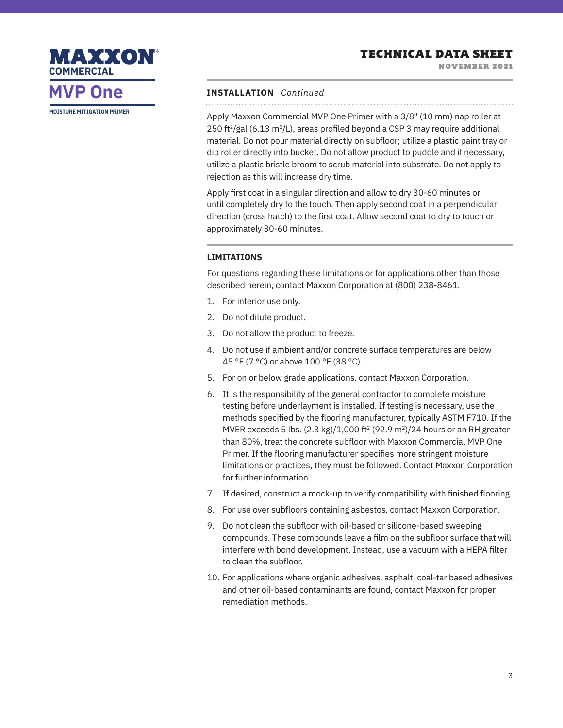## INSTALLATION *Continued*

Apply Maxxon Commercial MVP One Primer with a 3/8" (10 mm) nap roller at 250 $ft^2$/gal (6.13 $m^2$/L), areas profiled beyond a CSP 3 may require additional material. Do not pour material directly on subfloor; utilize a plastic paint tray or dip roller directly into bucket. Do not allow product to puddle and if necessary, utilize a plastic bristle broom to scrub material into substrate. Do not apply to rejection as this will increase dry time.

Apply first coat in a singular direction and allow to dry 30-60 minutes or until completely dry to the touch. Then apply second coat in a perpendicular direction (cross hatch) to the first coat. Allow second coat to dry to touch or approximately 30-60 minutes.

## LIMITATIONS

For questions regarding these limitations or for applications other than those described herein, contact Maxxon Corporation at (800) 238-8461.

1. For interior use only.
2. Do not dilute product.
3. Do not allow the product to freeze.
4. Do not use if ambient and/or concrete surface temperatures are below 45 °F (7 °C) or above 100 °F (38 °C).
5. For on or below grade applications, contact Maxxon Corporation.
6. It is the responsibility of the general contractor to complete moisture testing before underlayment is installed. If testing is necessary, use the methods specified by the flooring manufacturer, typically ASTM F710. If the MVER exceeds 5 lbs. (2.3 kg)/1,000 $ft^2$ (92.9 $m^2$)/24 hours or an RH greater than 80%, treat the concrete subfloor with Maxxon Commercial MVP One Primer. If the flooring manufacturer specifies more stringent moisture limitations or practices, they must be followed. Contact Maxxon Corporation for further information.
7. If desired, construct a mock-up to verify compatibility with finished flooring.
8. For use over subfloors containing asbestos, contact Maxxon Corporation.
9. Do not clean the subfloor with oil-based or silicone-based sweeping compounds. These compounds leave a film on the subfloor surface that will interfere with bond development. Instead, use a vacuum with a HEPA filter to clean the subfloor.
10. For applications where organic adhesives, asphalt, coal-tar based adhesives and other oil-based contaminants are found, contact Maxxon for proper remediation methods.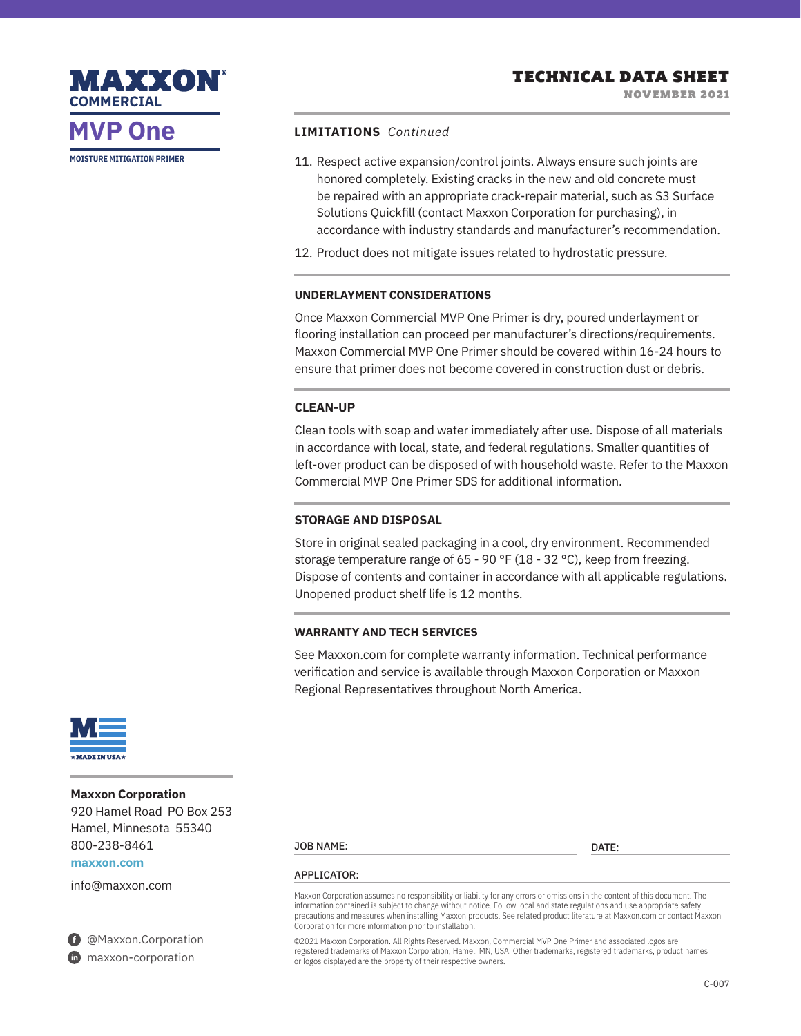# MAXXON® COMMERCIAL

## MVP One

MOISTURE MITIGATION PRIMER

**TECHNICAL DATA SHEET**
NOVEMBER 2021

### LIMITATIONS *Continued*

11. Respect active expansion/control joints. Always ensure such joints are honored completely. Existing cracks in the new and old concrete must be repaired with an appropriate crack-repair material, such as S3 Surface Solutions Quickfill (contact Maxxon Corporation for purchasing), in accordance with industry standards and manufacturer's recommendation.
12. Product does not mitigate issues related to hydrostatic pressure.

### UNDERLAYMENT CONSIDERATIONS

Once Maxxon Commercial MVP One Primer is dry, poured underlayment or flooring installation can proceed per manufacturer's directions/requirements. Maxxon Commercial MVP One Primer should be covered within 16-24 hours to ensure that primer does not become covered in construction dust or debris.

### CLEAN-UP

Clean tools with soap and water immediately after use. Dispose of all materials in accordance with local, state, and federal regulations. Smaller quantities of left-over product can be disposed of with household waste. Refer to the Maxxon Commercial MVP One Primer SDS for additional information.

### STORAGE AND DISPOSAL

Store in original sealed packaging in a cool, dry environment. Recommended storage temperature range of 65 - 90 °F (18 - 32 °C), keep from freezing. Dispose of contents and container in accordance with all applicable regulations. Unopened product shelf life is 12 months.

### WARRANTY AND TECH SERVICES

See Maxxon.com for complete warranty information. Technical performance verification and service is available through Maxxon Corporation or Maxxon Regional Representatives throughout North America.

★MADE IN USA★

**Maxxon Corporation**
920 Hamel Road PO Box 253
Hamel, Minnesota 55340
800-238-8461
**maxxon.com**

info@maxxon.com

@Maxxon.Corporation
maxxon-corporation

JOB NAME: DATE:

APPLICATOR:

Maxxon Corporation assumes no responsibility or liability for any errors or omissions in the content of this document. The information contained is subject to change without notice. Follow local and state regulations and use appropriate safety precautions and measures when installing Maxxon products. See related product literature at Maxxon.com or contact Maxxon Corporation for more information prior to installation.

©2021 Maxxon Corporation. All Rights Reserved. Maxxon, Commercial MVP One Primer and associated logos are registered trademarks of Maxxon Corporation, Hamel, MN, USA. Other trademarks, registered trademarks, product names or logos displayed are the property of their respective owners.

C-007